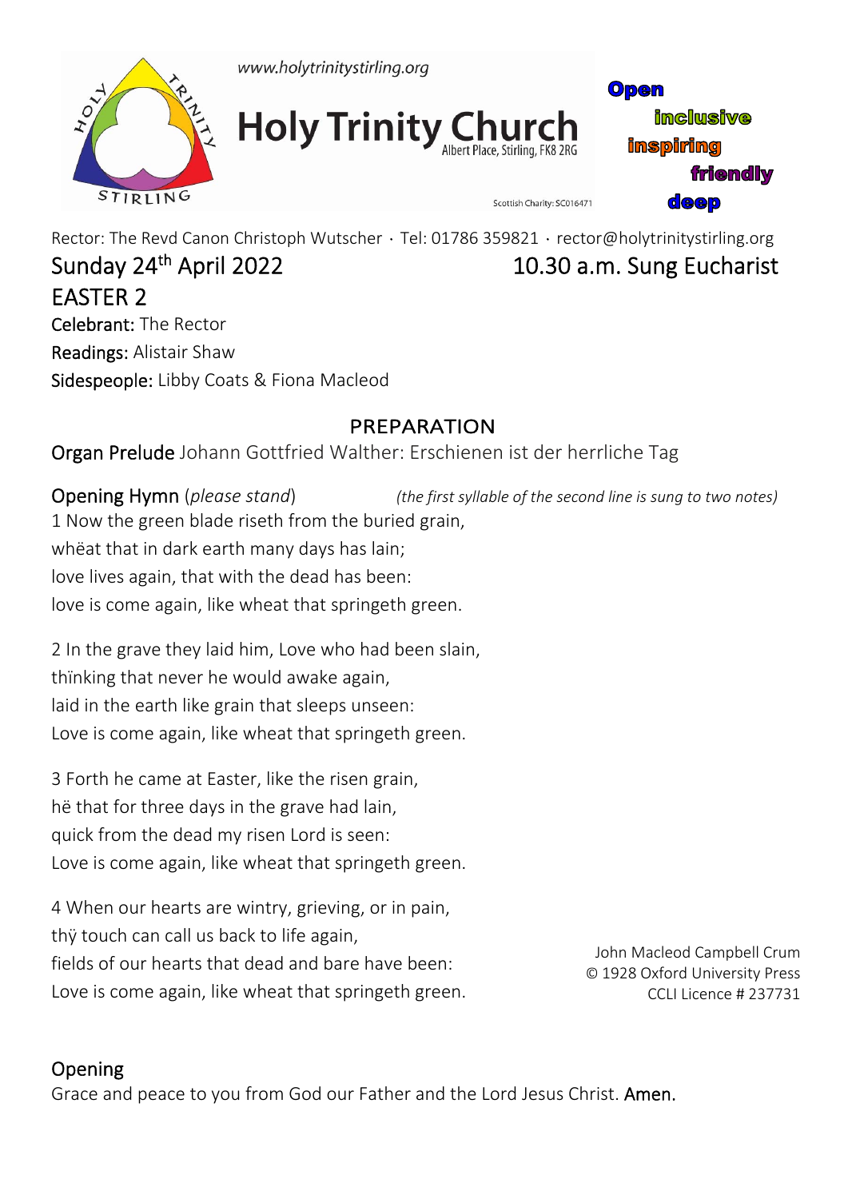www.holytrinitystirling.org

# Holy Trinity Church

Albert Place, Stirling, FK8 2RG

Scottish Charity: SC016471

Open
inclusive
inspiring
friendly
deep

Rector: The Revd Canon Christoph Wutscher · Tel: 01786 359821 · rector@holytrinitystirling.org

## Sunday 24th April 2022 — 10.30 a.m. Sung Eucharist

## EASTER 2

Celebrant: The Rector
Readings: Alistair Shaw
Sidespeople: Libby Coats & Fiona Macleod

### PREPARATION

**Organ Prelude** Johann Gottfried Walther: Erschienen ist der herrliche Tag

**Opening Hymn** (*please stand*) *(the first syllable of the second line is sung to two notes)*

1 Now the green blade riseth from the buried grain,
whëat that in dark earth many days has lain;
love lives again, that with the dead has been:
love is come again, like wheat that springeth green.

2 In the grave they laid him, Love who had been slain,
thïnking that never he would awake again,
laid in the earth like grain that sleeps unseen:
Love is come again, like wheat that springeth green.

3 Forth he came at Easter, like the risen grain,
hë that for three days in the grave had lain,
quick from the dead my risen Lord is seen:
Love is come again, like wheat that springeth green.

4 When our hearts are wintry, grieving, or in pain,
thÿ touch can call us back to life again,
fields of our hearts that dead and bare have been:
Love is come again, like wheat that springeth green.

John Macleod Campbell Crum
© 1928 Oxford University Press
CCLI Licence # 237731

**Opening**

Grace and peace to you from God our Father and the Lord Jesus Christ. **Amen.**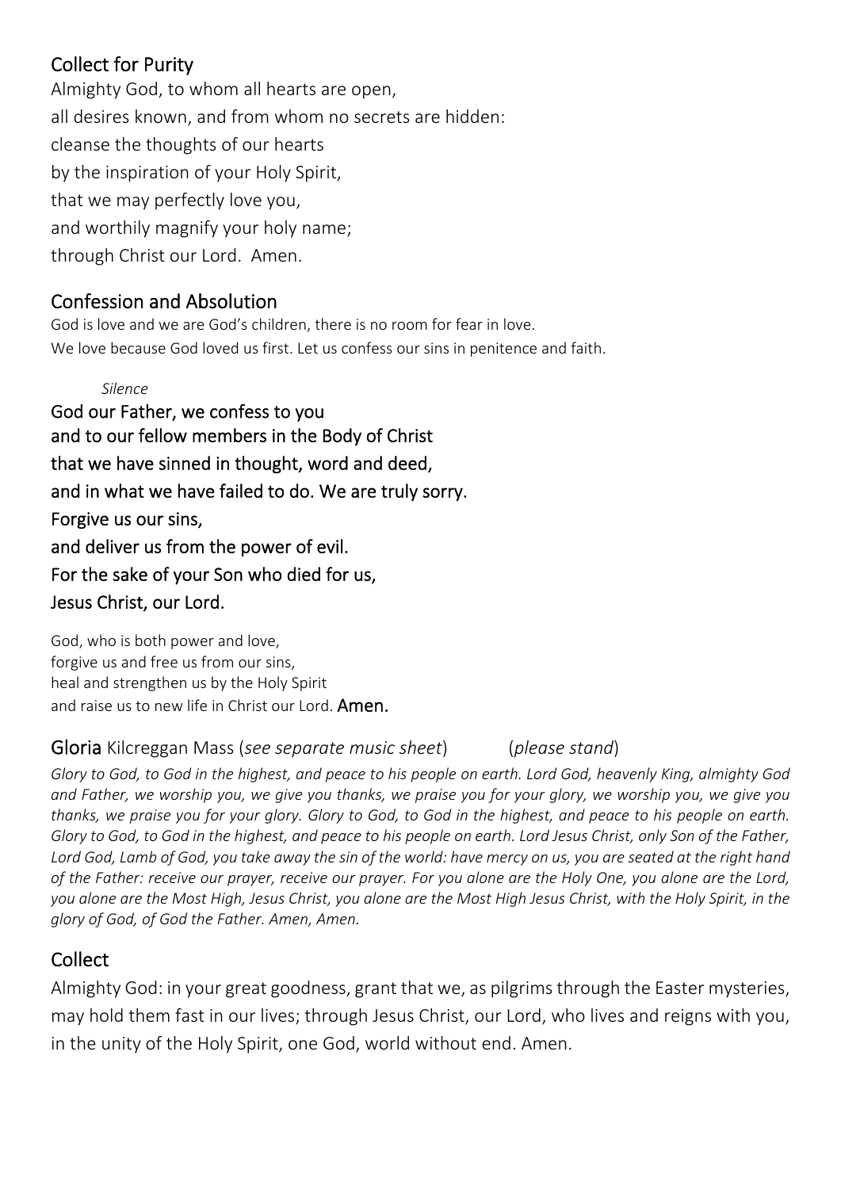## Collect for Purity

Almighty God, to whom all hearts are open,
all desires known, and from whom no secrets are hidden:
cleanse the thoughts of our hearts
by the inspiration of your Holy Spirit,
that we may perfectly love you,
and worthily magnify your holy name;
through Christ our Lord. Amen.

## Confession and Absolution

God is love and we are God's children, there is no room for fear in love.
We love because God loved us first. Let us confess our sins in penitence and faith.

*Silence*

**God our Father, we confess to you**
**and to our fellow members in the Body of Christ**
**that we have sinned in thought, word and deed,**
**and in what we have failed to do. We are truly sorry.**
**Forgive us our sins,**
**and deliver us from the power of evil.**
**For the sake of your Son who died for us,**
**Jesus Christ, our Lord.**

God, who is both power and love,
forgive us and free us from our sins,
heal and strengthen us by the Holy Spirit
and raise us to new life in Christ our Lord. **Amen.**

## Gloria Kilcreggan Mass (*see separate music sheet*) (*please stand*)

*Glory to God, to God in the highest, and peace to his people on earth. Lord God, heavenly King, almighty God and Father, we worship you, we give you thanks, we praise you for your glory, we worship you, we give you thanks, we praise you for your glory. Glory to God, to God in the highest, and peace to his people on earth. Glory to God, to God in the highest, and peace to his people on earth. Lord Jesus Christ, only Son of the Father, Lord God, Lamb of God, you take away the sin of the world: have mercy on us, you are seated at the right hand of the Father: receive our prayer, receive our prayer. For you alone are the Holy One, you alone are the Lord, you alone are the Most High, Jesus Christ, you alone are the Most High Jesus Christ, with the Holy Spirit, in the glory of God, of God the Father. Amen, Amen.*

## Collect

Almighty God: in your great goodness, grant that we, as pilgrims through the Easter mysteries, may hold them fast in our lives; through Jesus Christ, our Lord, who lives and reigns with you, in the unity of the Holy Spirit, one God, world without end. Amen.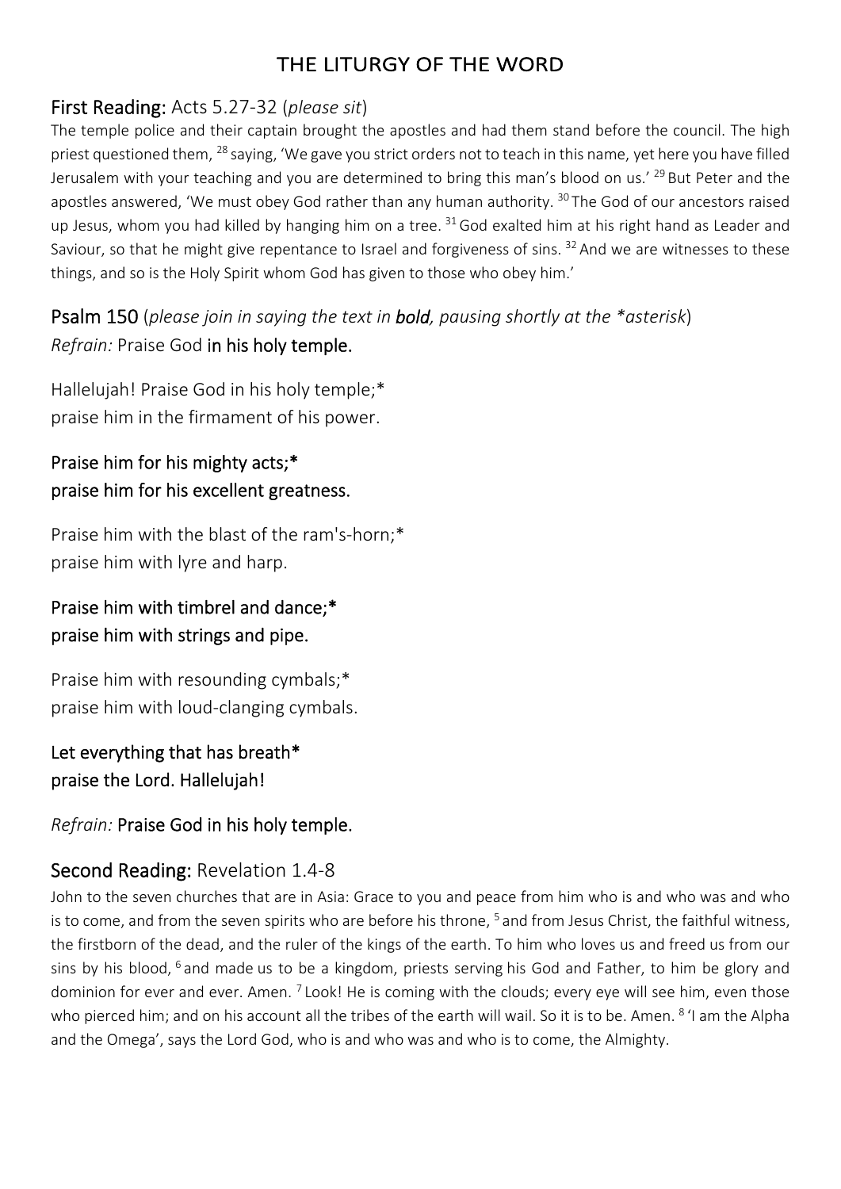# THE LITURGY OF THE WORD

## First Reading: Acts 5.27-32 (*please sit*)

The temple police and their captain brought the apostles and had them stand before the council. The high priest questioned them, [28] saying, 'We gave you strict orders not to teach in this name, yet here you have filled Jerusalem with your teaching and you are determined to bring this man's blood on us.' [29] But Peter and the apostles answered, 'We must obey God rather than any human authority. [30] The God of our ancestors raised up Jesus, whom you had killed by hanging him on a tree. [31] God exalted him at his right hand as Leader and Saviour, so that he might give repentance to Israel and forgiveness of sins. [32] And we are witnesses to these things, and so is the Holy Spirit whom God has given to those who obey him.'

## Psalm 150 (*please join in saying the text in **bold**, pausing shortly at the *asterisk*)

*Refrain:* Praise God **in his holy temple.**

Hallelujah! Praise God in his holy temple;*
praise him in the firmament of his power.

**Praise him for his mighty acts;***
**praise him for his excellent greatness.**

Praise him with the blast of the ram's-horn;*
praise him with lyre and harp.

**Praise him with timbrel and dance;***
**praise him with strings and pipe.**

Praise him with resounding cymbals;*
praise him with loud-clanging cymbals.

**Let everything that has breath***
**praise the Lord. Hallelujah!**

*Refrain:* **Praise God in his holy temple.**

## Second Reading: Revelation 1.4-8

John to the seven churches that are in Asia: Grace to you and peace from him who is and who was and who is to come, and from the seven spirits who are before his throne, [5] and from Jesus Christ, the faithful witness, the firstborn of the dead, and the ruler of the kings of the earth. To him who loves us and freed us from our sins by his blood, [6] and made us to be a kingdom, priests serving his God and Father, to him be glory and dominion for ever and ever. Amen. [7] Look! He is coming with the clouds; every eye will see him, even those who pierced him; and on his account all the tribes of the earth will wail. So it is to be. Amen. [8] 'I am the Alpha and the Omega', says the Lord God, who is and who was and who is to come, the Almighty.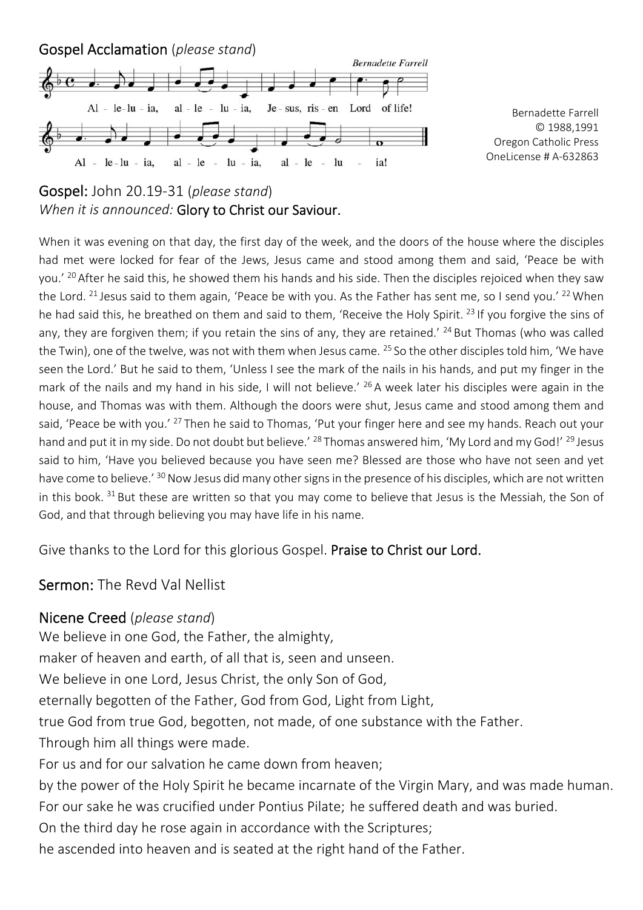## Gospel Acclamation (*please stand*)

Bernadette Farrell

Al - le-lu - ia, al - le - lu - ia, Je - sus, ris - en Lord of life!
Al - le-lu - ia, al - le - lu - ia, al - le - lu - ia!

Bernadette Farrell
© 1988,1991
Oregon Catholic Press
OneLicense # A-632863

## Gospel: John 20.19-31 (*please stand*)

*When it is announced:* **Glory to Christ our Saviour.**

When it was evening on that day, the first day of the week, and the doors of the house where the disciples had met were locked for fear of the Jews, Jesus came and stood among them and said, 'Peace be with you.' [20] After he said this, he showed them his hands and his side. Then the disciples rejoiced when they saw the Lord. [21] Jesus said to them again, 'Peace be with you. As the Father has sent me, so I send you.' [22] When he had said this, he breathed on them and said to them, 'Receive the Holy Spirit. [23] If you forgive the sins of any, they are forgiven them; if you retain the sins of any, they are retained.' [24] But Thomas (who was called the Twin), one of the twelve, was not with them when Jesus came. [25] So the other disciples told him, 'We have seen the Lord.' But he said to them, 'Unless I see the mark of the nails in his hands, and put my finger in the mark of the nails and my hand in his side, I will not believe.' [26] A week later his disciples were again in the house, and Thomas was with them. Although the doors were shut, Jesus came and stood among them and said, 'Peace be with you.' [27] Then he said to Thomas, 'Put your finger here and see my hands. Reach out your hand and put it in my side. Do not doubt but believe.' [28] Thomas answered him, 'My Lord and my God!' [29] Jesus said to him, 'Have you believed because you have seen me? Blessed are those who have not seen and yet have come to believe.' [30] Now Jesus did many other signs in the presence of his disciples, which are not written in this book. [31] But these are written so that you may come to believe that Jesus is the Messiah, the Son of God, and that through believing you may have life in his name.

Give thanks to the Lord for this glorious Gospel. **Praise to Christ our Lord.**

## Sermon: The Revd Val Nellist

## Nicene Creed (*please stand*)

We believe in one God, the Father, the almighty,
maker of heaven and earth, of all that is, seen and unseen.
We believe in one Lord, Jesus Christ, the only Son of God,
eternally begotten of the Father, God from God, Light from Light,
true God from true God, begotten, not made, of one substance with the Father.
Through him all things were made.
For us and for our salvation he came down from heaven;
by the power of the Holy Spirit he became incarnate of the Virgin Mary, and was made human.
For our sake he was crucified under Pontius Pilate; he suffered death and was buried.
On the third day he rose again in accordance with the Scriptures;
he ascended into heaven and is seated at the right hand of the Father.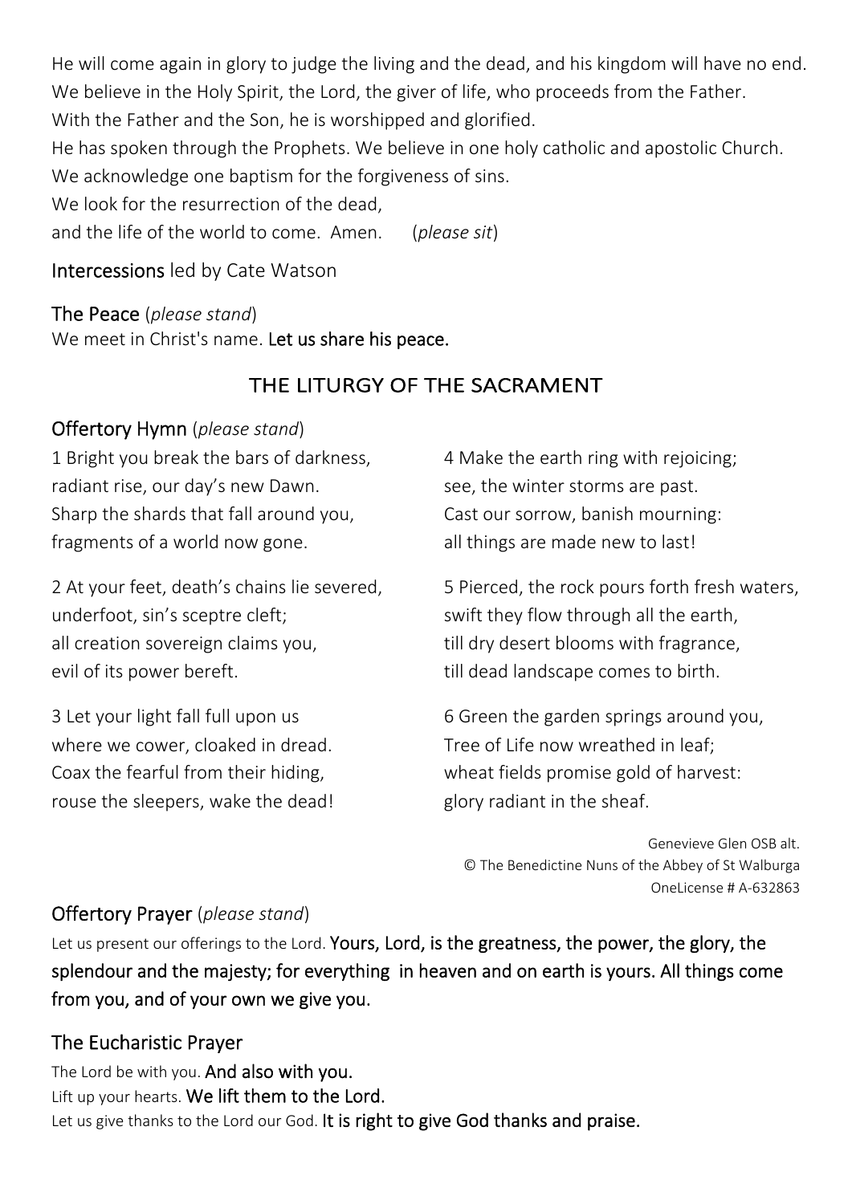He will come again in glory to judge the living and the dead, and his kingdom will have no end.
We believe in the Holy Spirit, the Lord, the giver of life, who proceeds from the Father.
With the Father and the Son, he is worshipped and glorified.
He has spoken through the Prophets. We believe in one holy catholic and apostolic Church.
We acknowledge one baptism for the forgiveness of sins.
We look for the resurrection of the dead,
and the life of the world to come. Amen. (*please sit*)

Intercessions led by Cate Watson

The Peace (*please stand*)
We meet in Christ's name. **Let us share his peace.**

## THE LITURGY OF THE SACRAMENT

### Offertory Hymn (*please stand*)

1 Bright you break the bars of darkness,
radiant rise, our day's new Dawn.
Sharp the shards that fall around you,
fragments of a world now gone.

2 At your feet, death's chains lie severed,
underfoot, sin's sceptre cleft;
all creation sovereign claims you,
evil of its power bereft.

3 Let your light fall full upon us
where we cower, cloaked in dread.
Coax the fearful from their hiding,
rouse the sleepers, wake the dead!

4 Make the earth ring with rejoicing;
see, the winter storms are past.
Cast our sorrow, banish mourning:
all things are made new to last!

5 Pierced, the rock pours forth fresh waters,
swift they flow through all the earth,
till dry desert blooms with fragrance,
till dead landscape comes to birth.

6 Green the garden springs around you,
Tree of Life now wreathed in leaf;
wheat fields promise gold of harvest:
glory radiant in the sheaf.

Genevieve Glen OSB alt.
© The Benedictine Nuns of the Abbey of St Walburga
OneLicense # A-632863

### Offertory Prayer (*please stand*)

Let us present our offerings to the Lord. **Yours, Lord, is the greatness, the power, the glory, the splendour and the majesty; for everything in heaven and on earth is yours. All things come from you, and of your own we give you.**

### The Eucharistic Prayer

The Lord be with you. **And also with you.**
Lift up your hearts. **We lift them to the Lord.**
Let us give thanks to the Lord our God. **It is right to give God thanks and praise.**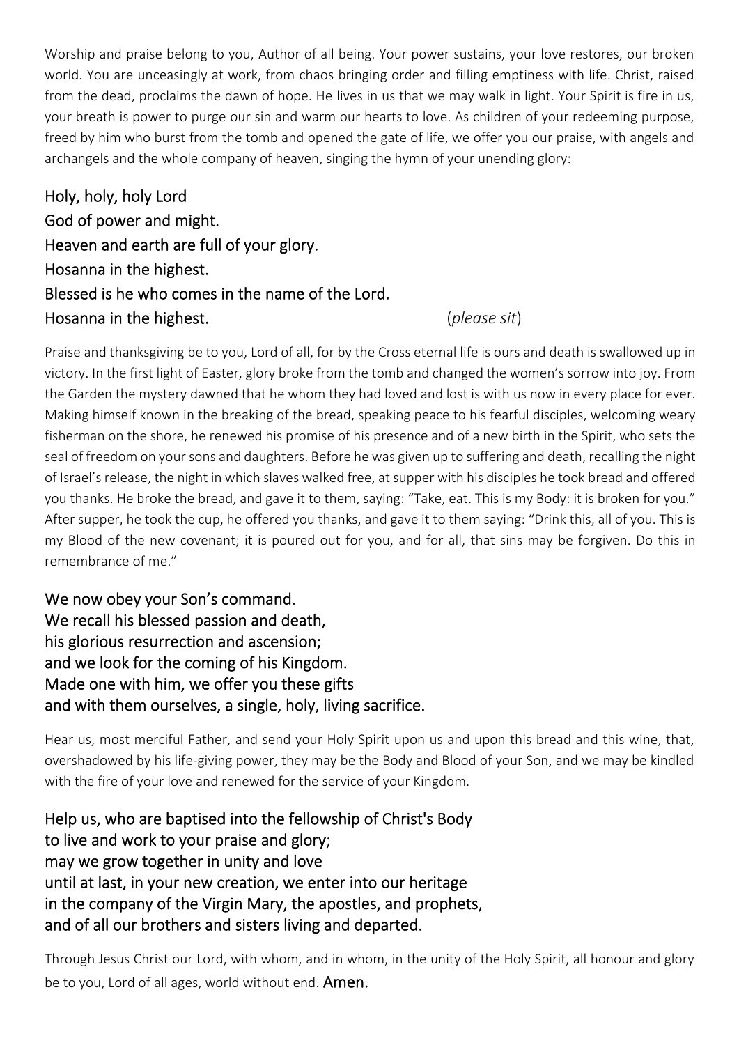Worship and praise belong to you, Author of all being. Your power sustains, your love restores, our broken world. You are unceasingly at work, from chaos bringing order and filling emptiness with life. Christ, raised from the dead, proclaims the dawn of hope. He lives in us that we may walk in light. Your Spirit is fire in us, your breath is power to purge our sin and warm our hearts to love. As children of your redeeming purpose, freed by him who burst from the tomb and opened the gate of life, we offer you our praise, with angels and archangels and the whole company of heaven, singing the hymn of your unending glory:

Holy, holy, holy Lord  
God of power and might.  
Heaven and earth are full of your glory.  
Hosanna in the highest.  
Blessed is he who comes in the name of the Lord.  
Hosanna in the highest. (*please sit*)

Praise and thanksgiving be to you, Lord of all, for by the Cross eternal life is ours and death is swallowed up in victory. In the first light of Easter, glory broke from the tomb and changed the women's sorrow into joy. From the Garden the mystery dawned that he whom they had loved and lost is with us now in every place for ever. Making himself known in the breaking of the bread, speaking peace to his fearful disciples, welcoming weary fisherman on the shore, he renewed his promise of his presence and of a new birth in the Spirit, who sets the seal of freedom on your sons and daughters. Before he was given up to suffering and death, recalling the night of Israel's release, the night in which slaves walked free, at supper with his disciples he took bread and offered you thanks. He broke the bread, and gave it to them, saying: "Take, eat. This is my Body: it is broken for you." After supper, he took the cup, he offered you thanks, and gave it to them saying: "Drink this, all of you. This is my Blood of the new covenant; it is poured out for you, and for all, that sins may be forgiven. Do this in remembrance of me."

We now obey your Son's command.  
We recall his blessed passion and death,  
his glorious resurrection and ascension;  
and we look for the coming of his Kingdom.  
Made one with him, we offer you these gifts  
and with them ourselves, a single, holy, living sacrifice.

Hear us, most merciful Father, and send your Holy Spirit upon us and upon this bread and this wine, that, overshadowed by his life-giving power, they may be the Body and Blood of your Son, and we may be kindled with the fire of your love and renewed for the service of your Kingdom.

Help us, who are baptised into the fellowship of Christ's Body  
to live and work to your praise and glory;  
may we grow together in unity and love  
until at last, in your new creation, we enter into our heritage  
in the company of the Virgin Mary, the apostles, and prophets,  
and of all our brothers and sisters living and departed.

Through Jesus Christ our Lord, with whom, and in whom, in the unity of the Holy Spirit, all honour and glory be to you, Lord of all ages, world without end. Amen.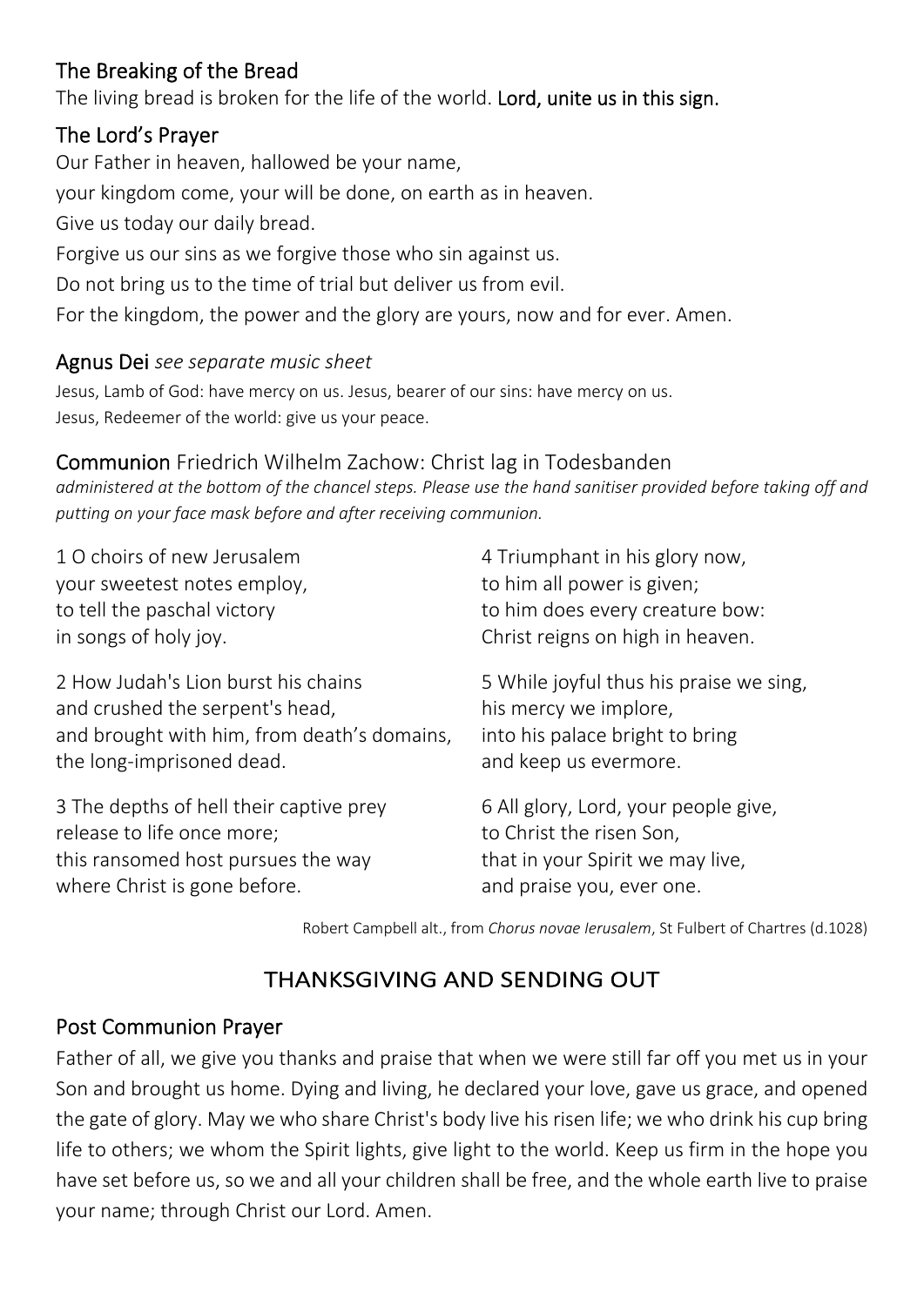## The Breaking of the Bread

The living bread is broken for the life of the world. **Lord, unite us in this sign.**

## The Lord's Prayer

Our Father in heaven, hallowed be your name,
your kingdom come, your will be done, on earth as in heaven.
Give us today our daily bread.
Forgive us our sins as we forgive those who sin against us.
Do not bring us to the time of trial but deliver us from evil.
For the kingdom, the power and the glory are yours, now and for ever. Amen.

## Agnus Dei *see separate music sheet*

Jesus, Lamb of God: have mercy on us. Jesus, bearer of our sins: have mercy on us.
Jesus, Redeemer of the world: give us your peace.

## Communion Friedrich Wilhelm Zachow: Christ lag in Todesbanden

*administered at the bottom of the chancel steps. Please use the hand sanitiser provided before taking off and putting on your face mask before and after receiving communion.*

1 O choirs of new Jerusalem
your sweetest notes employ,
to tell the paschal victory
in songs of holy joy.

2 How Judah's Lion burst his chains
and crushed the serpent's head,
and brought with him, from death's domains,
the long-imprisoned dead.

3 The depths of hell their captive prey
release to life once more;
this ransomed host pursues the way
where Christ is gone before.

4 Triumphant in his glory now,
to him all power is given;
to him does every creature bow:
Christ reigns on high in heaven.

5 While joyful thus his praise we sing,
his mercy we implore,
into his palace bright to bring
and keep us evermore.

6 All glory, Lord, your people give,
to Christ the risen Son,
that in your Spirit we may live,
and praise you, ever one.

Robert Campbell alt., from *Chorus novae Ierusalem*, St Fulbert of Chartres (d.1028)

# THANKSGIVING AND SENDING OUT

## Post Communion Prayer

Father of all, we give you thanks and praise that when we were still far off you met us in your Son and brought us home. Dying and living, he declared your love, gave us grace, and opened the gate of glory. May we who share Christ's body live his risen life; we who drink his cup bring life to others; we whom the Spirit lights, give light to the world. Keep us firm in the hope you have set before us, so we and all your children shall be free, and the whole earth live to praise your name; through Christ our Lord. Amen.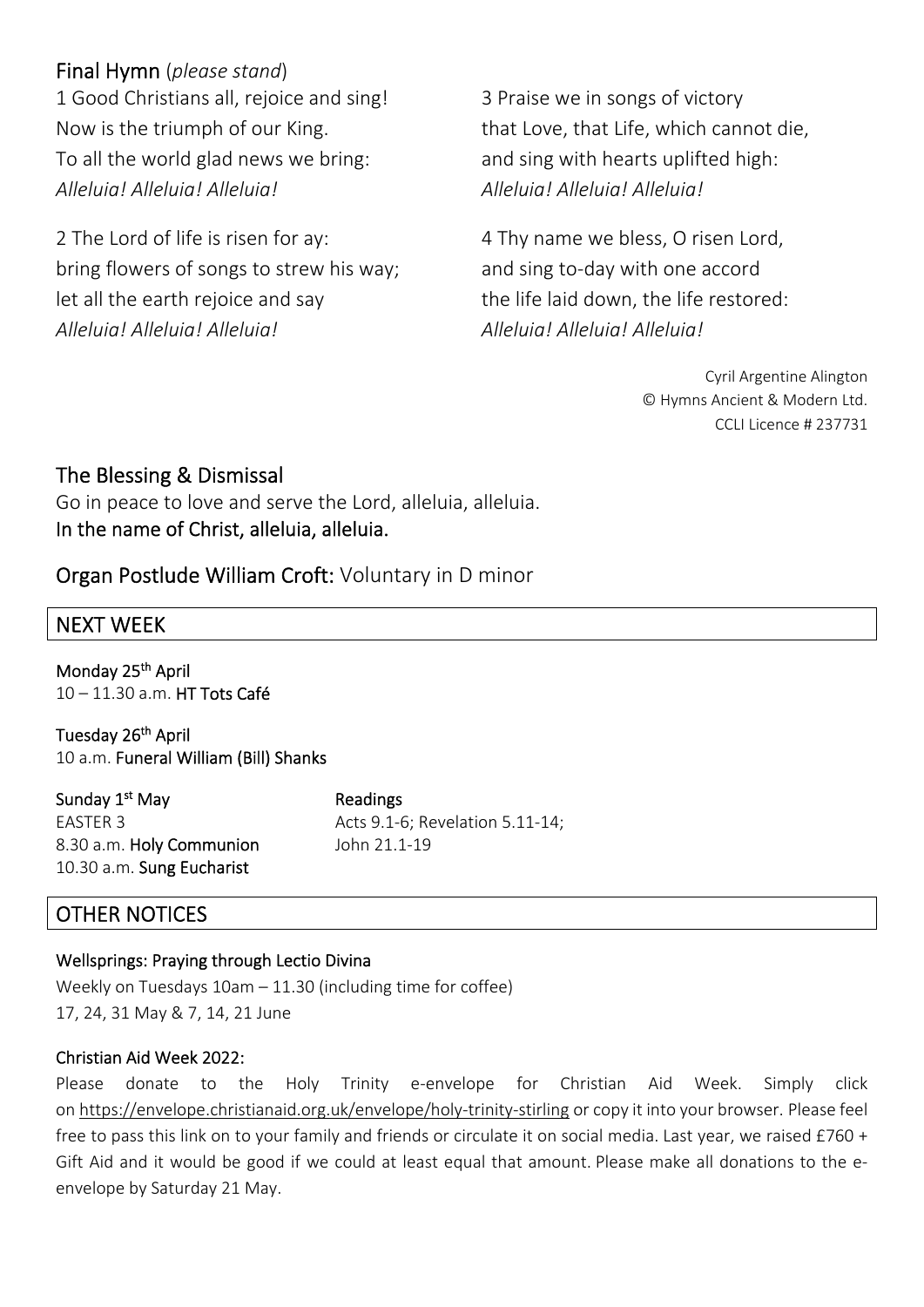## Final Hymn (*please stand*)

1 Good Christians all, rejoice and sing!
Now is the triumph of our King.
To all the world glad news we bring:
*Alleluia! Alleluia! Alleluia!*

2 The Lord of life is risen for ay:
bring flowers of songs to strew his way;
let all the earth rejoice and say
*Alleluia! Alleluia! Alleluia!*

3 Praise we in songs of victory
that Love, that Life, which cannot die,
and sing with hearts uplifted high:
*Alleluia! Alleluia! Alleluia!*

4 Thy name we bless, O risen Lord,
and sing to-day with one accord
the life laid down, the life restored:
*Alleluia! Alleluia! Alleluia!*

Cyril Argentine Alington
© Hymns Ancient & Modern Ltd.
CCLI Licence # 237731

## The Blessing & Dismissal

Go in peace to love and serve the Lord, alleluia, alleluia.
**In the name of Christ, alleluia, alleluia.**

## Organ Postlude William Croft: Voluntary in D minor

## NEXT WEEK

**Monday 25th April**
10 – 11.30 a.m. **HT Tots Café**

**Tuesday 26th April**
10 a.m. **Funeral William (Bill) Shanks**

**Sunday 1st May**
EASTER 3
8.30 a.m. **Holy Communion**
10.30 a.m. **Sung Eucharist**

**Readings**
Acts 9.1-6; Revelation 5.11-14;
John 21.1-19

## OTHER NOTICES

**Wellsprings: Praying through Lectio Divina**
Weekly on Tuesdays 10am – 11.30 (including time for coffee)
17, 24, 31 May & 7, 14, 21 June

**Christian Aid Week 2022:**
Please donate to the Holy Trinity e-envelope for Christian Aid Week. Simply click on https://envelope.christianaid.org.uk/envelope/holy-trinity-stirling or copy it into your browser. Please feel free to pass this link on to your family and friends or circulate it on social media. Last year, we raised £760 + Gift Aid and it would be good if we could at least equal that amount. Please make all donations to the e-envelope by Saturday 21 May.